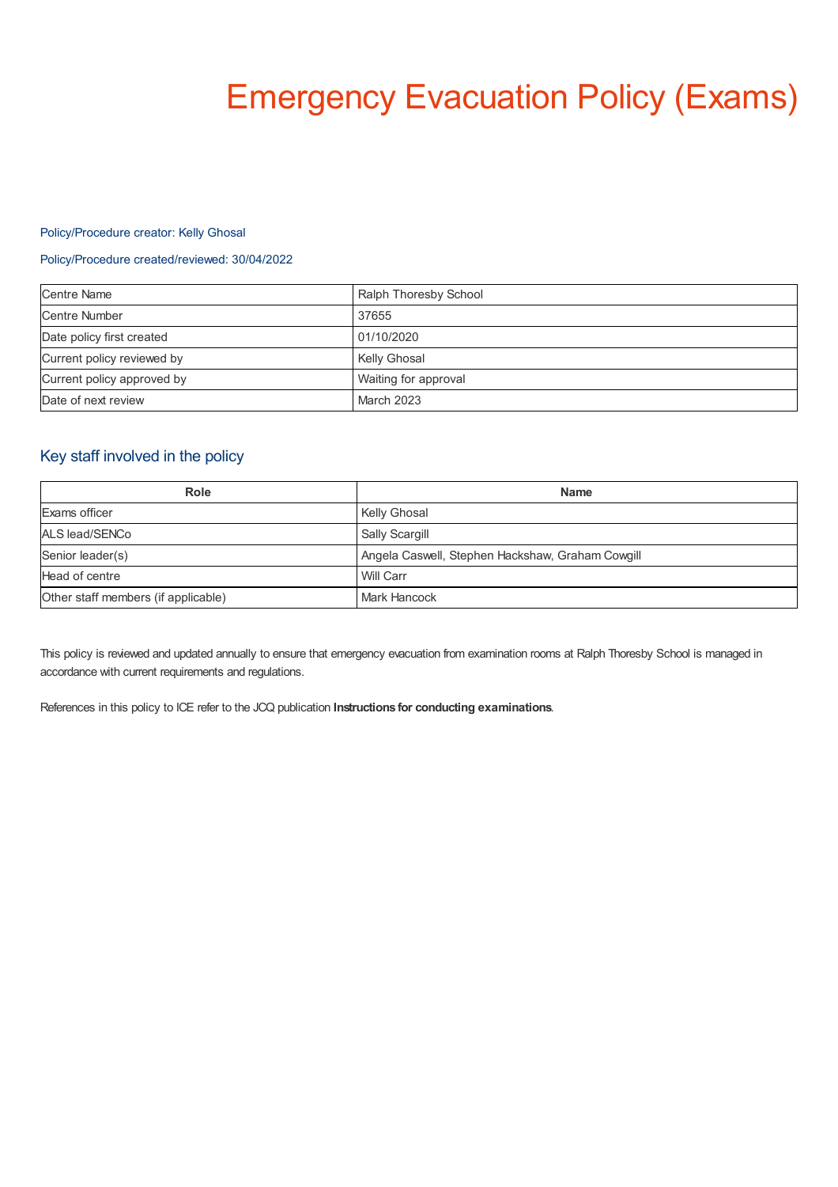# Emergency Evacuation Policy (Exams)

Policy/Procedure creator: Kelly Ghosal

Policy/Procedure created/reviewed: 30/04/2022

| Centre Name | Ralph Thoresby School |
|---|---|
| Centre Number | 37655 |
| Date policy first created | 01/10/2020 |
| Current policy reviewed by | Kelly Ghosal |
| Current policy approved by | Waiting for approval |
| Date of next review | March 2023 |

## Key staff involved in the policy

| Role | Name |
|---|---|
| Exams officer | Kelly Ghosal |
| ALS lead/SENCo | Sally Scargill |
| Senior leader(s) | Angela Caswell, Stephen Hackshaw, Graham Cowgill |
| Head of centre | Will Carr |
| Other staff members (if applicable) | Mark Hancock |

This policy is reviewed and updated annually to ensure that emergency evacuation from examination rooms at Ralph Thoresby School is managed in accordance with current requirements and regulations.

References in this policy to ICE refer to the JCQ publication **Instructions for conducting examinations**.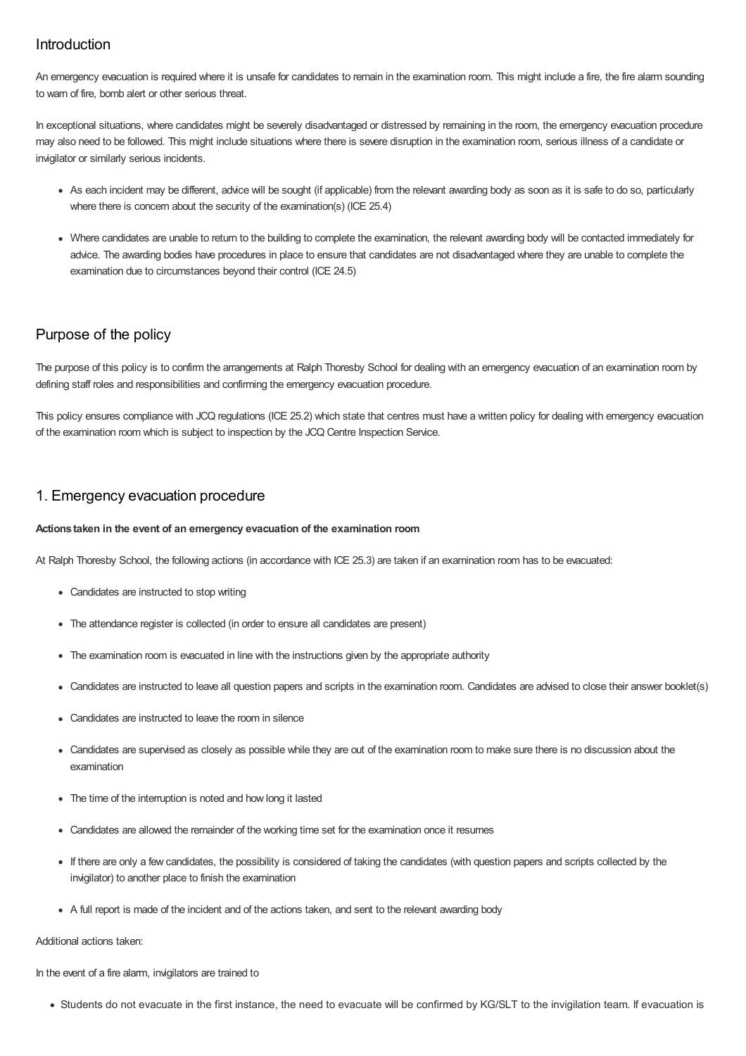## Introduction

An emergency evacuation is required where it is unsafe for candidates to remain in the examination room. This might include a fire, the fire alarm sounding to warn of fire, bomb alert or other serious threat.

In exceptional situations, where candidates might be severely disadvantaged or distressed by remaining in the room, the emergency evacuation procedure may also need to be followed. This might include situations where there is severe disruption in the examination room, serious illness of a candidate or invigilator or similarly serious incidents.

- As each incident may be different, advice will be sought (if applicable) from the relevant awarding body as soon as it is safe to do so, particularly where there is concern about the security of the examination(s) (ICE 25.4)
- Where candidates are unable to return to the building to complete the examination, the relevant awarding body will be contacted immediately for advice. The awarding bodies have procedures in place to ensure that candidates are not disadvantaged where they are unable to complete the examination due to circumstances beyond their control (ICE 24.5)

## Purpose of the policy

The purpose of this policy is to confirm the arrangements at Ralph Thoresby School for dealing with an emergency evacuation of an examination room by defining staff roles and responsibilities and confirming the emergency evacuation procedure.

This policy ensures compliance with JCQ regulations (ICE 25.2) which state that centres must have a written policy for dealing with emergency evacuation of the examination room which is subject to inspection by the JCQ Centre Inspection Service.

## 1. Emergency evacuation procedure

**Actions taken in the event of an emergency evacuation of the examination room**

At Ralph Thoresby School, the following actions (in accordance with ICE 25.3) are taken if an examination room has to be evacuated:

- Candidates are instructed to stop writing
- The attendance register is collected (in order to ensure all candidates are present)
- The examination room is evacuated in line with the instructions given by the appropriate authority
- Candidates are instructed to leave all question papers and scripts in the examination room. Candidates are advised to close their answer booklet(s)
- Candidates are instructed to leave the room in silence
- Candidates are supervised as closely as possible while they are out of the examination room to make sure there is no discussion about the examination
- The time of the interruption is noted and how long it lasted
- Candidates are allowed the remainder of the working time set for the examination once it resumes
- If there are only a few candidates, the possibility is considered of taking the candidates (with question papers and scripts collected by the invigilator) to another place to finish the examination
- A full report is made of the incident and of the actions taken, and sent to the relevant awarding body

Additional actions taken:

In the event of a fire alarm, invigilators are trained to

- Students do not evacuate in the first instance, the need to evacuate will be confirmed by KG/SLT to the invigilation team. If evacuation is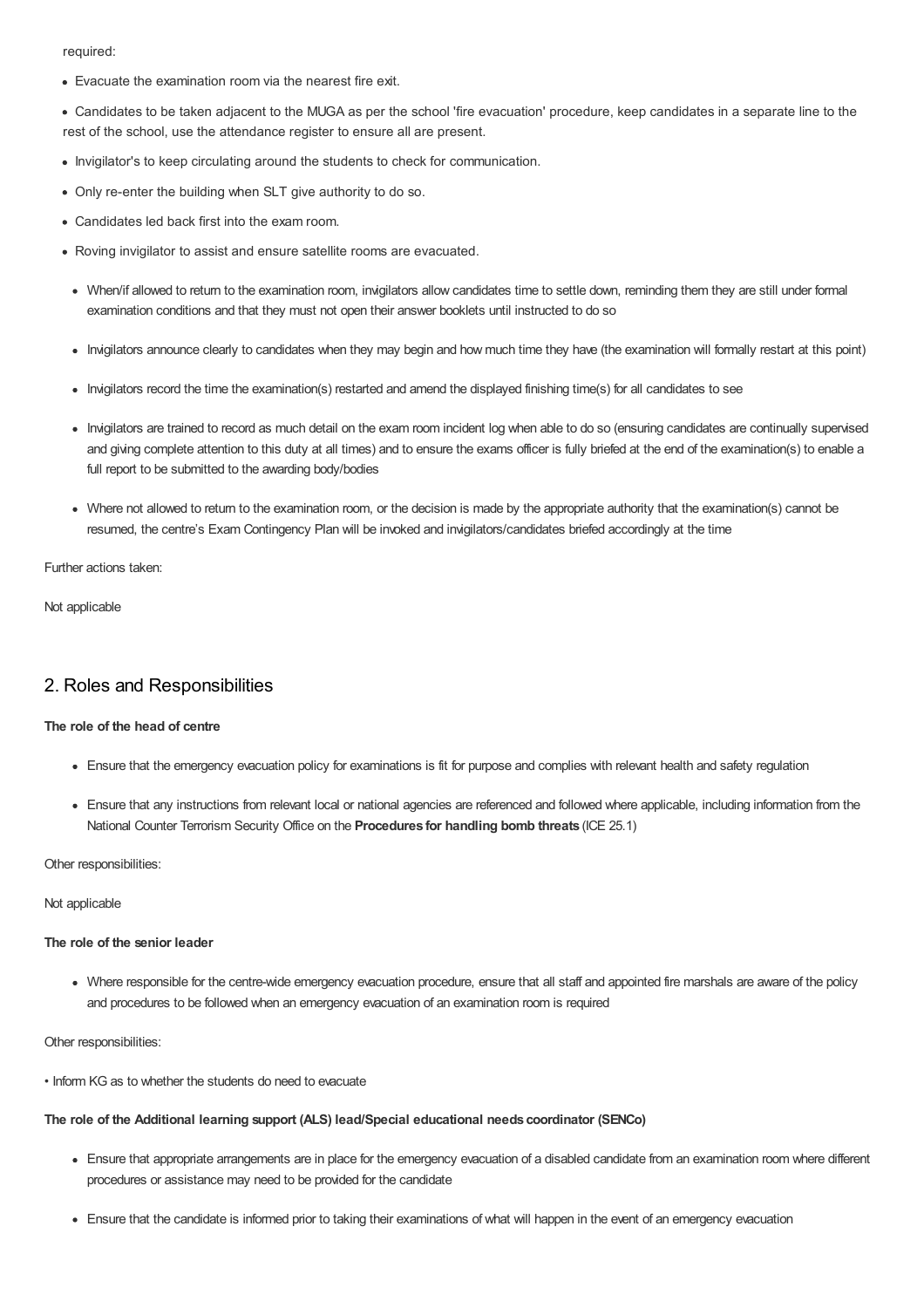required:

- Evacuate the examination room via the nearest fire exit.
- Candidates to be taken adjacent to the MUGA as per the school 'fire evacuation' procedure, keep candidates in a separate line to the rest of the school, use the attendance register to ensure all are present.
- Invigilator's to keep circulating around the students to check for communication.
- Only re-enter the building when SLT give authority to do so.
- Candidates led back first into the exam room.
- Roving invigilator to assist and ensure satellite rooms are evacuated.
  - When/if allowed to return to the examination room, invigilators allow candidates time to settle down, reminding them they are still under formal examination conditions and that they must not open their answer booklets until instructed to do so
  - Invigilators announce clearly to candidates when they may begin and how much time they have (the examination will formally restart at this point)
  - Invigilators record the time the examination(s) restarted and amend the displayed finishing time(s) for all candidates to see
  - Invigilators are trained to record as much detail on the exam room incident log when able to do so (ensuring candidates are continually supervised and giving complete attention to this duty at all times) and to ensure the exams officer is fully briefed at the end of the examination(s) to enable a full report to be submitted to the awarding body/bodies
  - Where not allowed to return to the examination room, or the decision is made by the appropriate authority that the examination(s) cannot be resumed, the centre's Exam Contingency Plan will be invoked and invigilators/candidates briefed accordingly at the time

Further actions taken:

Not applicable

## 2. Roles and Responsibilities

**The role of the head of centre**

- Ensure that the emergency evacuation policy for examinations is fit for purpose and complies with relevant health and safety regulation
- Ensure that any instructions from relevant local or national agencies are referenced and followed where applicable, including information from the National Counter Terrorism Security Office on the **Procedures for handling bomb threats** (ICE 25.1)

Other responsibilities:

Not applicable

**The role of the senior leader**

- Where responsible for the centre-wide emergency evacuation procedure, ensure that all staff and appointed fire marshals are aware of the policy and procedures to be followed when an emergency evacuation of an examination room is required

Other responsibilities:

• Inform KG as to whether the students do need to evacuate

**The role of the Additional learning support (ALS) lead/Special educational needs coordinator (SENCo)**

- Ensure that appropriate arrangements are in place for the emergency evacuation of a disabled candidate from an examination room where different procedures or assistance may need to be provided for the candidate
- Ensure that the candidate is informed prior to taking their examinations of what will happen in the event of an emergency evacuation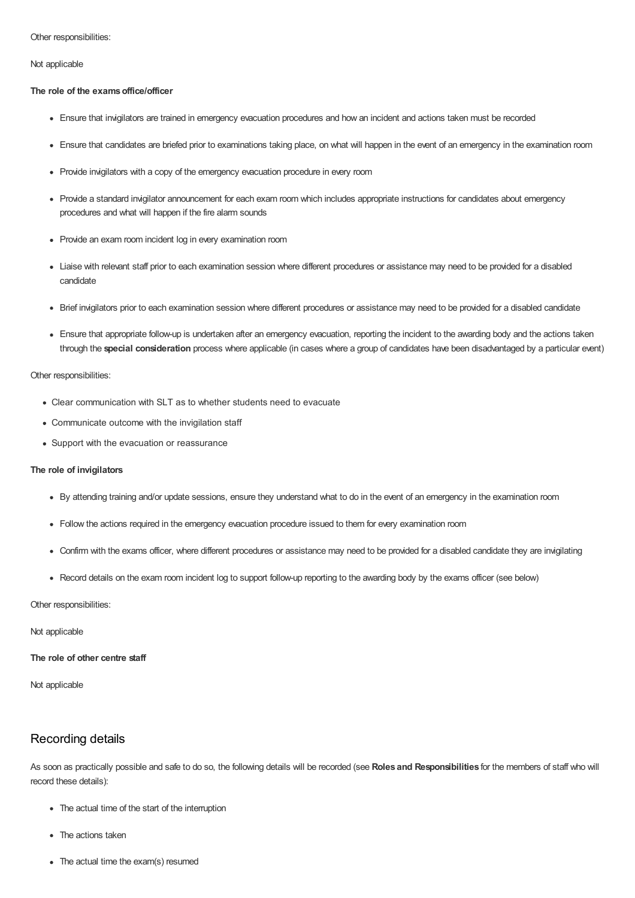Other responsibilities:

Not applicable

**The role of the exams office/officer**

- Ensure that invigilators are trained in emergency evacuation procedures and how an incident and actions taken must be recorded
- Ensure that candidates are briefed prior to examinations taking place, on what will happen in the event of an emergency in the examination room
- Provide invigilators with a copy of the emergency evacuation procedure in every room
- Provide a standard invigilator announcement for each exam room which includes appropriate instructions for candidates about emergency procedures and what will happen if the fire alarm sounds
- Provide an exam room incident log in every examination room
- Liaise with relevant staff prior to each examination session where different procedures or assistance may need to be provided for a disabled candidate
- Brief invigilators prior to each examination session where different procedures or assistance may need to be provided for a disabled candidate
- Ensure that appropriate follow-up is undertaken after an emergency evacuation, reporting the incident to the awarding body and the actions taken through the **special consideration** process where applicable (in cases where a group of candidates have been disadvantaged by a particular event)

Other responsibilities:

- Clear communication with SLT as to whether students need to evacuate
- Communicate outcome with the invigilation staff
- Support with the evacuation or reassurance

**The role of invigilators**

- By attending training and/or update sessions, ensure they understand what to do in the event of an emergency in the examination room
- Follow the actions required in the emergency evacuation procedure issued to them for every examination room
- Confirm with the exams officer, where different procedures or assistance may need to be provided for a disabled candidate they are invigilating
- Record details on the exam room incident log to support follow-up reporting to the awarding body by the exams officer (see below)

Other responsibilities:

Not applicable

**The role of other centre staff**

Not applicable

## Recording details

As soon as practically possible and safe to do so, the following details will be recorded (see **Roles and Responsibilities** for the members of staff who will record these details):

- The actual time of the start of the interruption
- The actions taken
- The actual time the exam(s) resumed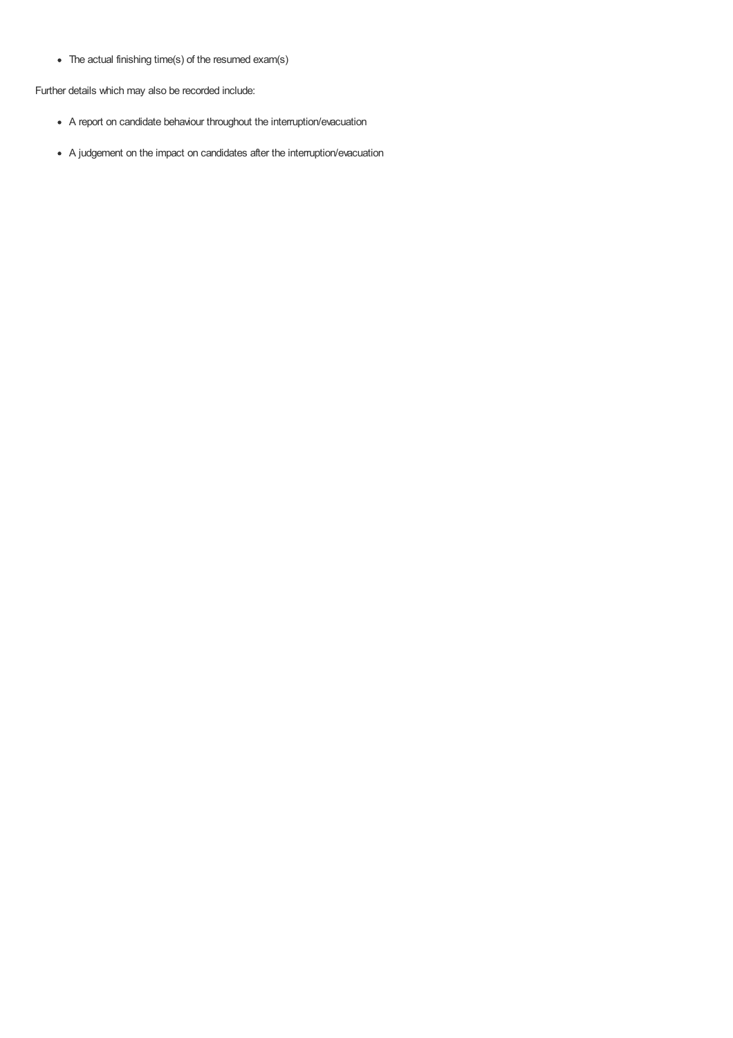- The actual finishing time(s) of the resumed exam(s)

Further details which may also be recorded include:

- A report on candidate behaviour throughout the interruption/evacuation
- A judgement on the impact on candidates after the interruption/evacuation